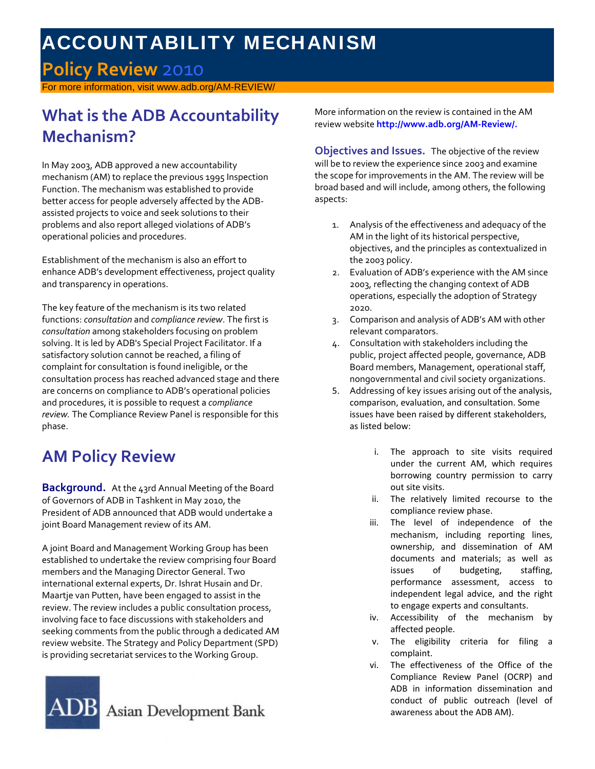# ACCOUNTABILITY MECHANISM

## Policy Review 2010

For more information, visit www.adb.org/AM-REVIEW/

## What is the ADB Accountability Mechanism?

In May 2003, ADB approved a new accountability mechanism (AM) to replace the previous 1995 Inspection Function. The mechanism was established to provide better access for people adversely affected by the ADB-assisted projects to voice and seek solutions to their problems and also report alleged violations of ADB's operational policies and procedures.

Establishment of the mechanism is also an effort to enhance ADB's development effectiveness, project quality and transparency in operations.

The key feature of the mechanism is its two related functions: *consultation* and *compliance review*. The first is *consultation* among stakeholders focusing on problem solving. It is led by ADB's Special Project Facilitator. If a satisfactory solution cannot be reached, a filing of complaint for consultation is found ineligible, or the consultation process has reached advanced stage and there are concerns on compliance to ADB's operational policies and procedures, it is possible to request a *compliance review.* The Compliance Review Panel is responsible for this phase.

## AM Policy Review

**Background.** At the 43rd Annual Meeting of the Board of Governors of ADB in Tashkent in May 2010, the President of ADB announced that ADB would undertake a joint Board Management review of its AM.

A joint Board and Management Working Group has been established to undertake the review comprising four Board members and the Managing Director General. Two international external experts, Dr. Ishrat Husain and Dr. Maartje van Putten, have been engaged to assist in the review. The review includes a public consultation process, involving face to face discussions with stakeholders and seeking comments from the public through a dedicated AM review website. The Strategy and Policy Department (SPD) is providing secretariat services to the Working Group.

More information on the review is contained in the AM review website **http://www.adb.org/AM-Review/.**

**Objectives and Issues.** The objective of the review will be to review the experience since 2003 and examine the scope for improvements in the AM. The review will be broad based and will include, among others, the following aspects:

1. Analysis of the effectiveness and adequacy of the AM in the light of its historical perspective, objectives, and the principles as contextualized in the 2003 policy.
2. Evaluation of ADB's experience with the AM since 2003, reflecting the changing context of ADB operations, especially the adoption of Strategy 2020.
3. Comparison and analysis of ADB's AM with other relevant comparators.
4. Consultation with stakeholders including the public, project affected people, governance, ADB Board members, Management, operational staff, nongovernmental and civil society organizations.
5. Addressing of key issues arising out of the analysis, comparison, evaluation, and consultation. Some issues have been raised by different stakeholders, as listed below:
   i. The approach to site visits required under the current AM, which requires borrowing country permission to carry out site visits.
   ii. The relatively limited recourse to the compliance review phase.
   iii. The level of independence of the mechanism, including reporting lines, ownership, and dissemination of AM documents and materials; as well as issues of budgeting, staffing, performance assessment, access to independent legal advice, and the right to engage experts and consultants.
   iv. Accessibility of the mechanism by affected people.
   v. The eligibility criteria for filing a complaint.
   vi. The effectiveness of the Office of the Compliance Review Panel (OCRP) and ADB in information dissemination and conduct of public outreach (level of awareness about the ADB AM).

ADB Asian Development Bank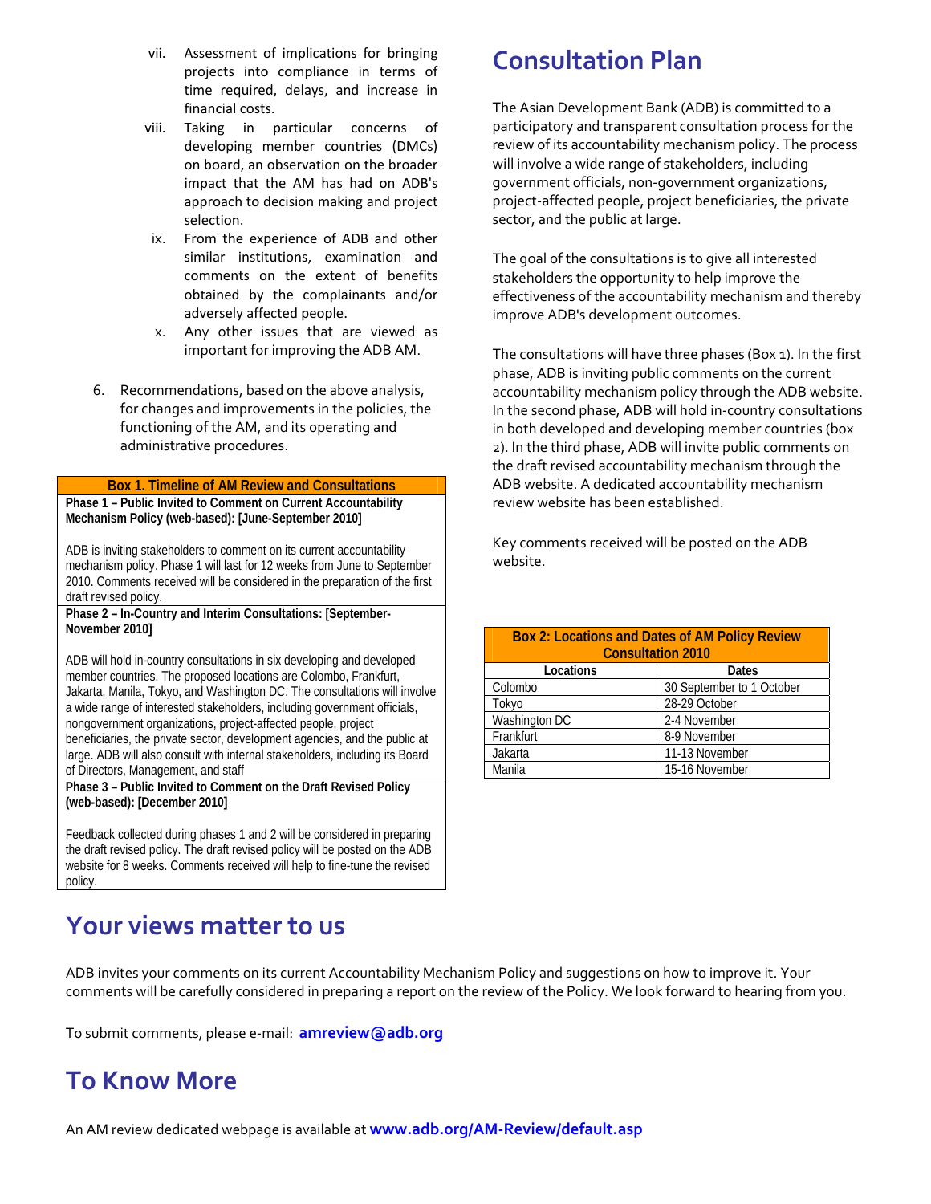vii. Assessment of implications for bringing projects into compliance in terms of time required, delays, and increase in financial costs.

viii. Taking in particular concerns of developing member countries (DMCs) on board, an observation on the broader impact that the AM has had on ADB's approach to decision making and project selection.

ix. From the experience of ADB and other similar institutions, examination and comments on the extent of benefits obtained by the complainants and/or adversely affected people.

x. Any other issues that are viewed as important for improving the ADB AM.

6. Recommendations, based on the above analysis, for changes and improvements in the policies, the functioning of the AM, and its operating and administrative procedures.

| Box 1. Timeline of AM Review and Consultations |
|---|
| **Phase 1 – Public Invited to Comment on Current Accountability Mechanism Policy (web-based): [June-September 2010]**<br><br>ADB is inviting stakeholders to comment on its current accountability mechanism policy. Phase 1 will last for 12 weeks from June to September 2010. Comments received will be considered in the preparation of the first draft revised policy. |
| **Phase 2 – In-Country and Interim Consultations: [September-November 2010]**<br><br>ADB will hold in-country consultations in six developing and developed member countries. The proposed locations are Colombo, Frankfurt, Jakarta, Manila, Tokyo, and Washington DC. The consultations will involve a wide range of interested stakeholders, including government officials, nongovernment organizations, project-affected people, project beneficiaries, the private sector, development agencies, and the public at large. ADB will also consult with internal stakeholders, including its Board of Directors, Management, and staff |
| **Phase 3 – Public Invited to Comment on the Draft Revised Policy (web-based): [December 2010]**<br><br>Feedback collected during phases 1 and 2 will be considered in preparing the draft revised policy. The draft revised policy will be posted on the ADB website for 8 weeks. Comments received will help to fine-tune the revised policy. |

## Consultation Plan

The Asian Development Bank (ADB) is committed to a participatory and transparent consultation process for the review of its accountability mechanism policy. The process will involve a wide range of stakeholders, including government officials, non-government organizations, project-affected people, project beneficiaries, the private sector, and the public at large.

The goal of the consultations is to give all interested stakeholders the opportunity to help improve the effectiveness of the accountability mechanism and thereby improve ADB's development outcomes.

The consultations will have three phases (Box 1). In the first phase, ADB is inviting public comments on the current accountability mechanism policy through the ADB website. In the second phase, ADB will hold in-country consultations in both developed and developing member countries (box 2). In the third phase, ADB will invite public comments on the draft revised accountability mechanism through the ADB website. A dedicated accountability mechanism review website has been established.

Key comments received will be posted on the ADB website.

**Box 2: Locations and Dates of AM Policy Review Consultation 2010**

| Locations | Dates |
|---|---|
| Colombo | 30 September to 1 October |
| Tokyo | 28-29 October |
| Washington DC | 2-4 November |
| Frankfurt | 8-9 November |
| Jakarta | 11-13 November |
| Manila | 15-16 November |

## Your views matter to us

ADB invites your comments on its current Accountability Mechanism Policy and suggestions on how to improve it. Your comments will be carefully considered in preparing a report on the review of the Policy. We look forward to hearing from you.

To submit comments, please e-mail: **amreview@adb.org**

## To Know More

An AM review dedicated webpage is available at **www.adb.org/AM-Review/default.asp**